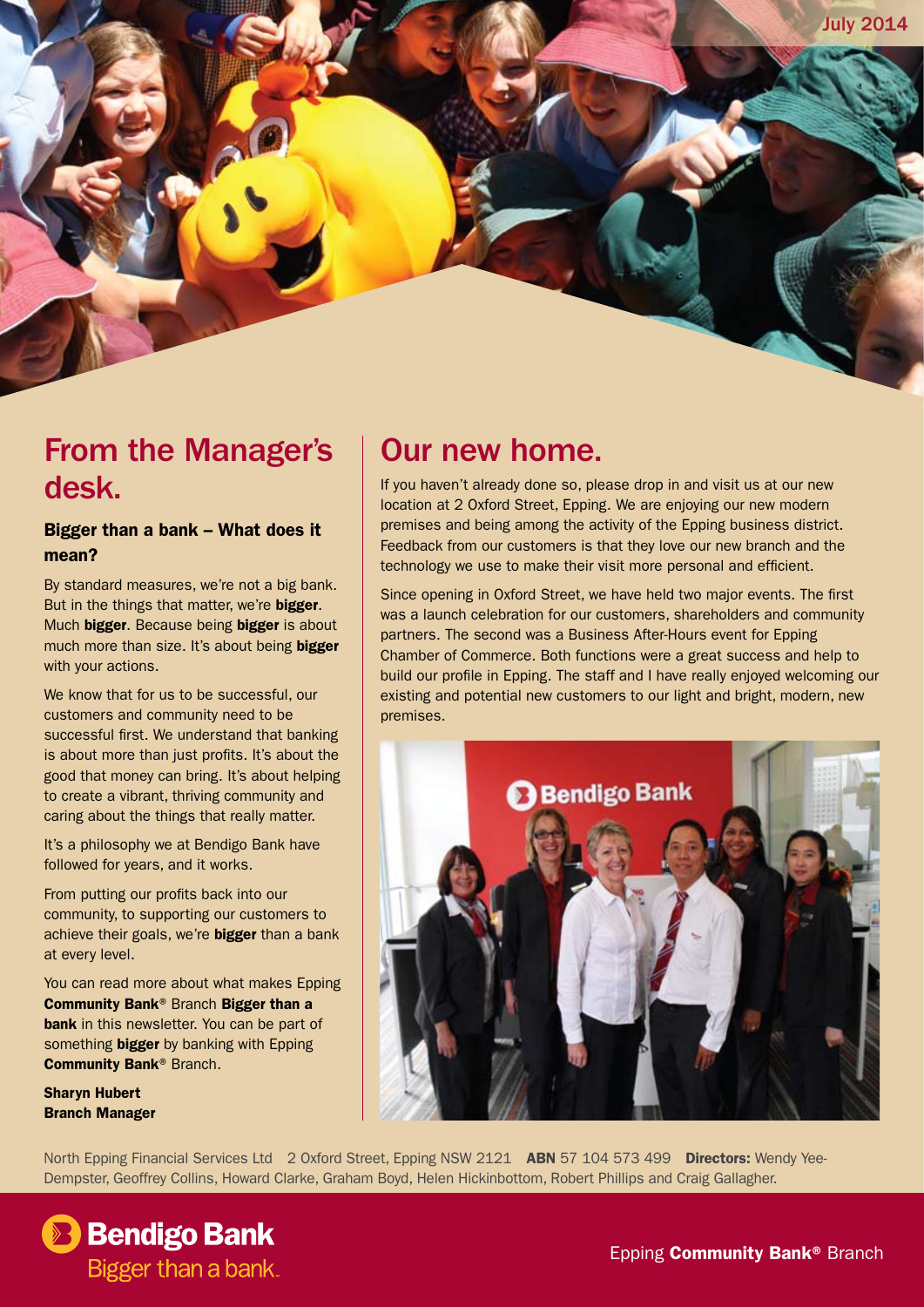July 2014

## From the Manager's desk.

### Bigger than a bank – What does it mean?

By standard measures, we're not a big bank. But in the things that matter, we're **bigger**. Much **bigger**. Because being **bigger** is about much more than size. It's about being **bigger** with your actions.

We know that for us to be successful, our customers and community need to be successful first. We understand that banking is about more than just profits. It's about the good that money can bring. It's about helping to create a vibrant, thriving community and caring about the things that really matter.

It's a philosophy we at Bendigo Bank have followed for years, and it works.

From putting our profits back into our community, to supporting our customers to achieve their goals, we're **bigger** than a bank at every level.

You can read more about what makes Epping **Community Bank**® Branch **Bigger than a bank** in this newsletter. You can be part of something **bigger** by banking with Epping **Community Bank**® Branch.

**Sharyn Hubert**
**Branch Manager**

## Our new home.

If you haven't already done so, please drop in and visit us at our new location at 2 Oxford Street, Epping. We are enjoying our new modern premises and being among the activity of the Epping business district. Feedback from our customers is that they love our new branch and the technology we use to make their visit more personal and efficient.

Since opening in Oxford Street, we have held two major events. The first was a launch celebration for our customers, shareholders and community partners. The second was a Business After-Hours event for Epping Chamber of Commerce. Both functions were a great success and help to build our profile in Epping. The staff and I have really enjoyed welcoming our existing and potential new customers to our light and bright, modern, new premises.

North Epping Financial Services Ltd 2 Oxford Street, Epping NSW 2121 **ABN** 57 104 573 499 **Directors:** Wendy Yee-Dempster, Geoffrey Collins, Howard Clarke, Graham Boyd, Helen Hickinbottom, Robert Phillips and Craig Gallagher.

Bendigo Bank
Bigger than a bank.

Epping **Community Bank**® Branch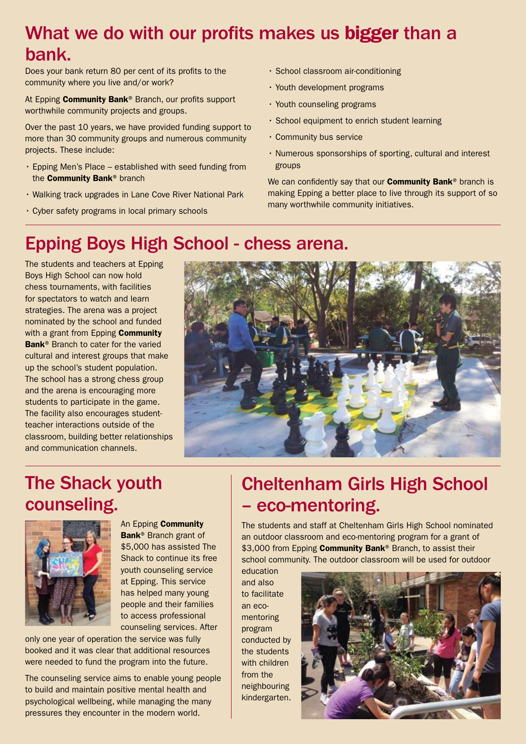## What we do with our profits makes us **bigger** than a bank.

Does your bank return 80 per cent of its profits to the community where you live and/or work?

At Epping **Community Bank**® Branch, our profits support worthwhile community projects and groups.

Over the past 10 years, we have provided funding support to more than 30 community groups and numerous community projects. These include:

- Epping Men's Place – established with seed funding from the **Community Bank**® branch
- Walking track upgrades in Lane Cove River National Park
- Cyber safety programs in local primary schools
- School classroom air-conditioning
- Youth development programs
- Youth counseling programs
- School equipment to enrich student learning
- Community bus service
- Numerous sponsorships of sporting, cultural and interest groups

We can confidently say that our **Community Bank**® branch is making Epping a better place to live through its support of so many worthwhile community initiatives.

## Epping Boys High School - chess arena.

The students and teachers at Epping Boys High School can now hold chess tournaments, with facilities for spectators to watch and learn strategies. The arena was a project nominated by the school and funded with a grant from Epping **Community Bank**® Branch to cater for the varied cultural and interest groups that make up the school's student population. The school has a strong chess group and the arena is encouraging more students to participate in the game. The facility also encourages student-teacher interactions outside of the classroom, building better relationships and communication channels.

## The Shack youth counseling.

An Epping **Community Bank**® Branch grant of $5,000 has assisted The Shack to continue its free youth counseling service at Epping. This service has helped many young people and their families to access professional counseling services. After only one year of operation the service was fully booked and it was clear that additional resources were needed to fund the program into the future.

The counseling service aims to enable young people to build and maintain positive mental health and psychological wellbeing, while managing the many pressures they encounter in the modern world.

## Cheltenham Girls High School – eco-mentoring.

The students and staff at Cheltenham Girls High School nominated an outdoor classroom and eco-mentoring program for a grant of $3,000 from Epping **Community Bank**® Branch, to assist their school community. The outdoor classroom will be used for outdoor education and also to facilitate an eco-mentoring program conducted by the students with children from the neighbouring kindergarten.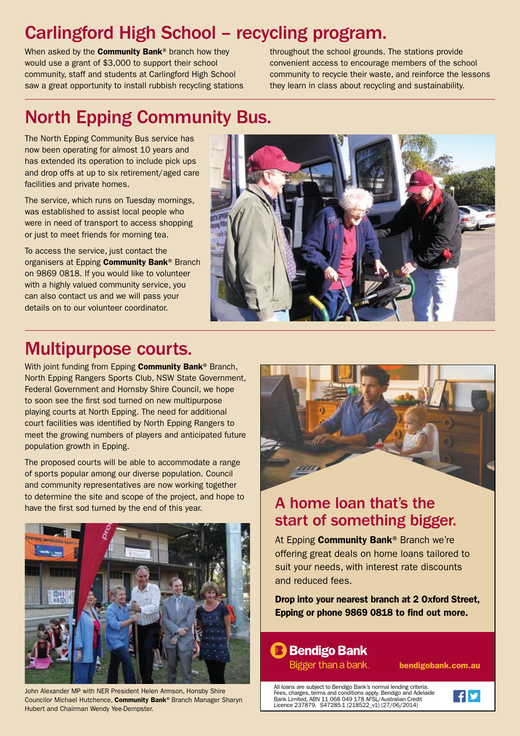## Carlingford High School – recycling program.

When asked by the **Community Bank**® branch how they would use a grant of $3,000 to support their school community, staff and students at Carlingford High School saw a great opportunity to install rubbish recycling stations throughout the school grounds. The stations provide convenient access to encourage members of the school community to recycle their waste, and reinforce the lessons they learn in class about recycling and sustainability.

## North Epping Community Bus.

The North Epping Community Bus service has now been operating for almost 10 years and has extended its operation to include pick ups and drop offs at up to six retirement/aged care facilities and private homes.

The service, which runs on Tuesday mornings, was established to assist local people who were in need of transport to access shopping or just to meet friends for morning tea.

To access the service, just contact the organisers at Epping **Community Bank**® Branch on 9869 0818. If you would like to volunteer with a highly valued community service, you can also contact us and we will pass your details on to our volunteer coordinator.

## Multipurpose courts.

With joint funding from Epping **Community Bank**® Branch, North Epping Rangers Sports Club, NSW State Government, Federal Government and Hornsby Shire Council, we hope to soon see the first sod turned on new multipurpose playing courts at North Epping. The need for additional court facilities was identified by North Epping Rangers to meet the growing numbers of players and anticipated future population growth in Epping.

The proposed courts will be able to accommodate a range of sports popular among our diverse population. Council and community representatives are now working together to determine the site and scope of the project, and hope to have the first sod turned by the end of this year.

John Alexander MP with NER President Helen Armson, Honsby Shire Councilor Michael Hutchence, **Community Bank**® Branch Manager Sharyn Hubert and Chairman Wendy Yee-Dempster.

## A home loan that's the start of something bigger.

At Epping **Community Bank**® Branch we're offering great deals on home loans tailored to suit your needs, with interest rate discounts and reduced fees.

**Drop into your nearest branch at 2 Oxford Street, Epping or phone 9869 0818 to find out more.**

**Bendigo Bank**
Bigger than a bank.

**bendigobank.com.au**

All loans are subject to Bendigo Bank's normal lending criteria. Fees, charges, terms and conditions apply. Bendigo and Adelaide Bank Limited, ABN 11 068 049 178 AFSL/Australian Credit Licence 237879. S47285-1 (218522_v1) (27/06/2014)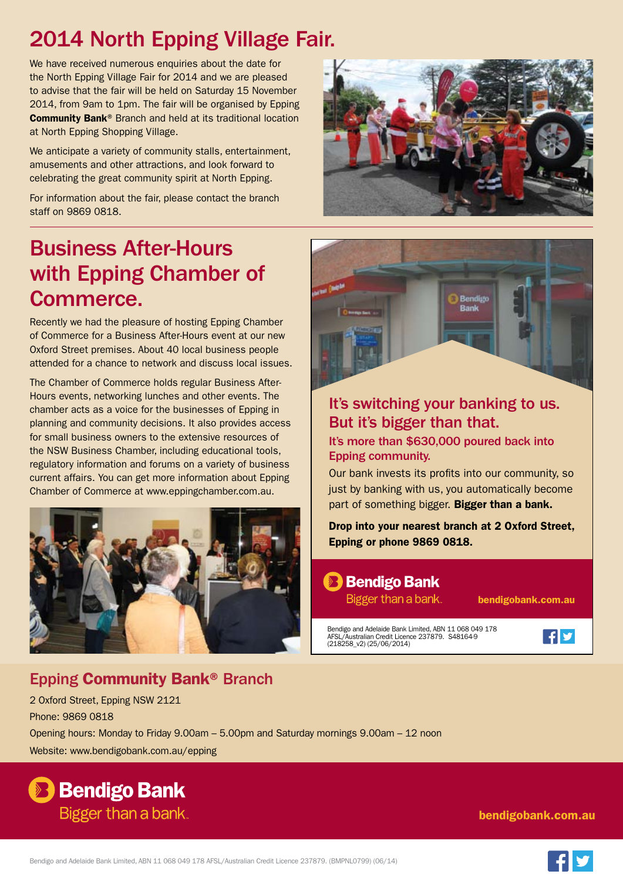# 2014 North Epping Village Fair.

We have received numerous enquiries about the date for the North Epping Village Fair for 2014 and we are pleased to advise that the fair will be held on Saturday 15 November 2014, from 9am to 1pm. The fair will be organised by Epping **Community Bank**® Branch and held at its traditional location at North Epping Shopping Village.

We anticipate a variety of community stalls, entertainment, amusements and other attractions, and look forward to celebrating the great community spirit at North Epping.

For information about the fair, please contact the branch staff on 9869 0818.

# Business After-Hours with Epping Chamber of Commerce.

Recently we had the pleasure of hosting Epping Chamber of Commerce for a Business After-Hours event at our new Oxford Street premises. About 40 local business people attended for a chance to network and discuss local issues.

The Chamber of Commerce holds regular Business After-Hours events, networking lunches and other events. The chamber acts as a voice for the businesses of Epping in planning and community decisions. It also provides access for small business owners to the extensive resources of the NSW Business Chamber, including educational tools, regulatory information and forums on a variety of business current affairs. You can get more information about Epping Chamber of Commerce at www.eppingchamber.com.au.

## It's switching your banking to us. But it's bigger than that.

### It's more than $630,000 poured back into Epping community.

Our bank invests its profits into our community, so just by banking with us, you automatically become part of something bigger. **Bigger than a bank.**

**Drop into your nearest branch at 2 Oxford Street, Epping or phone 9869 0818.**

Bendigo Bank
Bigger than a bank.

bendigobank.com.au

Bendigo and Adelaide Bank Limited, ABN 11 068 049 178 AFSL/Australian Credit Licence 237879. S48164-9 (218258_v2) (25/06/2014)

## Epping **Community Bank**® Branch

2 Oxford Street, Epping NSW 2121

Phone: 9869 0818

Opening hours: Monday to Friday 9.00am – 5.00pm and Saturday mornings 9.00am – 12 noon

Website: www.bendigobank.com.au/epping

Bendigo Bank
Bigger than a bank.

bendigobank.com.au

Bendigo and Adelaide Bank Limited, ABN 11 068 049 178 AFSL/Australian Credit Licence 237879. (BMPNL0799) (06/14)